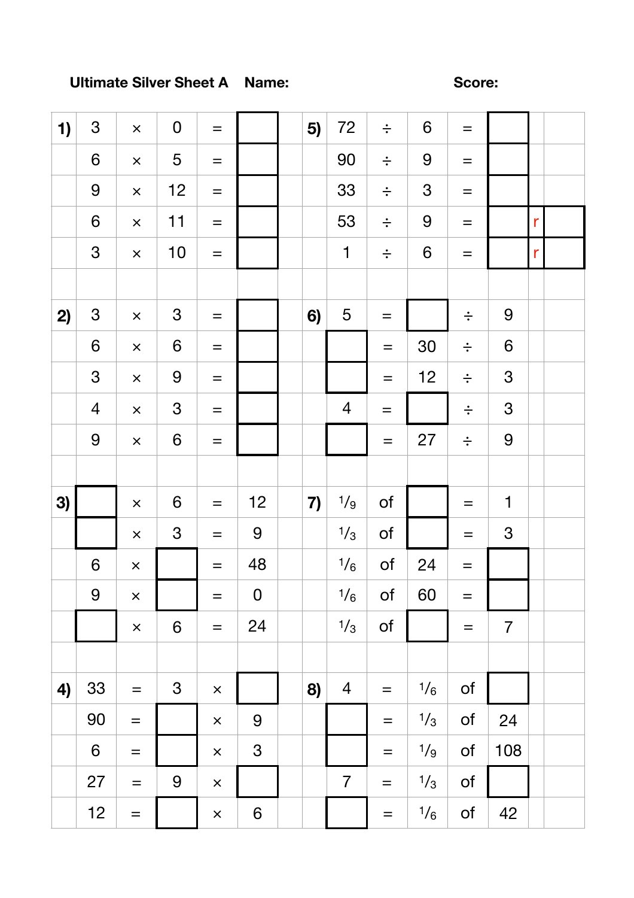**Ultimate Silver Sheet A** **Name:** **Score:**

| | | | | | | | | | | | | | |
|---|---|---|---|---|---|---|---|---|---|---|---|---|---|
| **1)** | 3 | × | 0 | = | | | **5)** | 72 | ÷ | 6 | = | | | |
| | 6 | × | 5 | = | | | | 90 | ÷ | 9 | = | | | |
| | 9 | × | 12 | = | | | | 33 | ÷ | 3 | = | | | |
| | 6 | × | 11 | = | | | | 53 | ÷ | 9 | = | | r | |
| | 3 | × | 10 | = | | | | 1 | ÷ | 6 | = | | r | |
| | | | | | | | | | | | | | | |
| **2)** | 3 | × | 3 | = | | | **6)** | 5 | = | | ÷ | 9 | | |
| | 6 | × | 6 | = | | | | | = | 30 | ÷ | 6 | | |
| | 3 | × | 9 | = | | | | | = | 12 | ÷ | 3 | | |
| | 4 | × | 3 | = | | | | 4 | = | | ÷ | 3 | | |
| | 9 | × | 6 | = | | | | | = | 27 | ÷ | 9 | | |
| | | | | | | | | | | | | | | |
| **3)** | | × | 6 | = | 12 | | **7)** | $\frac{1}{9}$ | of | | = | 1 | | |
| | | × | 3 | = | 9 | | | $\frac{1}{3}$ | of | | = | 3 | | |
| | 6 | × | | = | 48 | | | $\frac{1}{6}$ | of | 24 | = | | | |
| | 9 | × | | = | 0 | | | $\frac{1}{6}$ | of | 60 | = | | | |
| | | × | 6 | = | 24 | | | $\frac{1}{3}$ | of | | = | 7 | | |
| | | | | | | | | | | | | | | |
| **4)** | 33 | = | 3 | × | | | **8)** | 4 | = | $\frac{1}{6}$ | of | | | |
| | 90 | = | | × | 9 | | | | = | $\frac{1}{3}$ | of | 24 | | |
| | 6 | = | | × | 3 | | | | = | $\frac{1}{9}$ | of | 108 | | |
| | 27 | = | 9 | × | | | | 7 | = | $\frac{1}{3}$ | of | | | |
| | 12 | = | | × | 6 | | | | = | $\frac{1}{6}$ | of | 42 | | |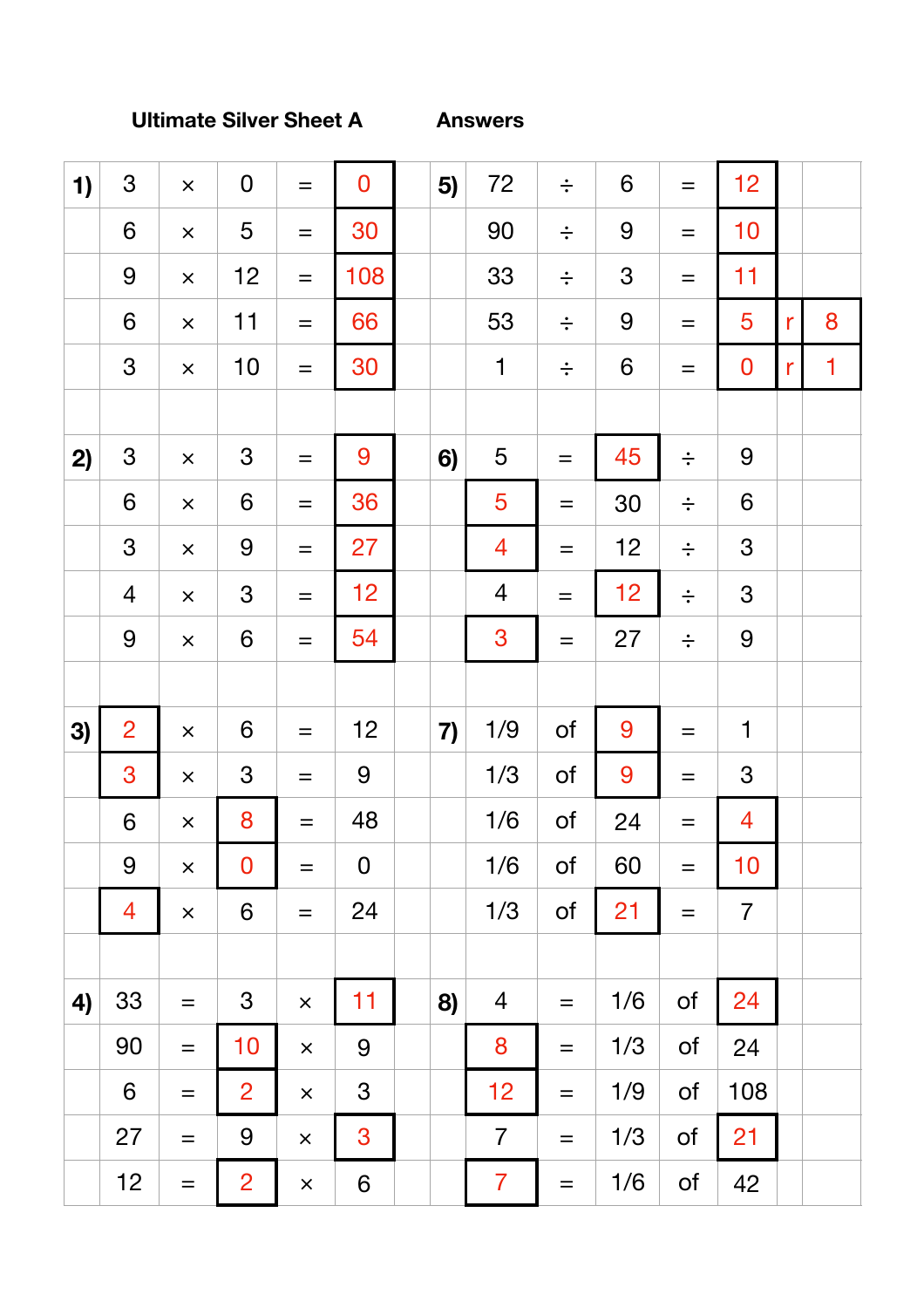**Ultimate Silver Sheet A** **Answers**

| | | | | | | | | | | | | | |
|---|---|---|---|---|---|---|---|---|---|---|---|---|---|
| **1)** | 3 | × | 0 | = | 0 | **5)** | 72 | ÷ | 6 | = | 12 | | |
| | 6 | × | 5 | = | 30 | | 90 | ÷ | 9 | = | 10 | | |
| | 9 | × | 12 | = | 108 | | 33 | ÷ | 3 | = | 11 | | |
| | 6 | × | 11 | = | 66 | | 53 | ÷ | 9 | = | 5 | r | 8 |
| | 3 | × | 10 | = | 30 | | 1 | ÷ | 6 | = | 0 | r | 1 |
| | | | | | | | | | | | | | |
| **2)** | 3 | × | 3 | = | 9 | **6)** | 5 | = | 45 | ÷ | 9 | | |
| | 6 | × | 6 | = | 36 | | 5 | = | 30 | ÷ | 6 | | |
| | 3 | × | 9 | = | 27 | | 4 | = | 12 | ÷ | 3 | | |
| | 4 | × | 3 | = | 12 | | 4 | = | 12 | ÷ | 3 | | |
| | 9 | × | 6 | = | 54 | | 3 | = | 27 | ÷ | 9 | | |
| | | | | | | | | | | | | | |
| **3)** | 2 | × | 6 | = | 12 | **7)** | 1/9 | of | 9 | = | 1 | | |
| | 3 | × | 3 | = | 9 | | 1/3 | of | 9 | = | 3 | | |
| | 6 | × | 8 | = | 48 | | 1/6 | of | 24 | = | 4 | | |
| | 9 | × | 0 | = | 0 | | 1/6 | of | 60 | = | 10 | | |
| | 4 | × | 6 | = | 24 | | 1/3 | of | 21 | = | 7 | | |
| | | | | | | | | | | | | | |
| **4)** | 33 | = | 3 | × | 11 | **8)** | 4 | = | 1/6 | of | 24 | | |
| | 90 | = | 10 | × | 9 | | 8 | = | 1/3 | of | 24 | | |
| | 6 | = | 2 | × | 3 | | 12 | = | 1/9 | of | 108 | | |
| | 27 | = | 9 | × | 3 | | 7 | = | 1/3 | of | 21 | | |
| | 12 | = | 2 | × | 6 | | 7 | = | 1/6 | of | 42 | | |